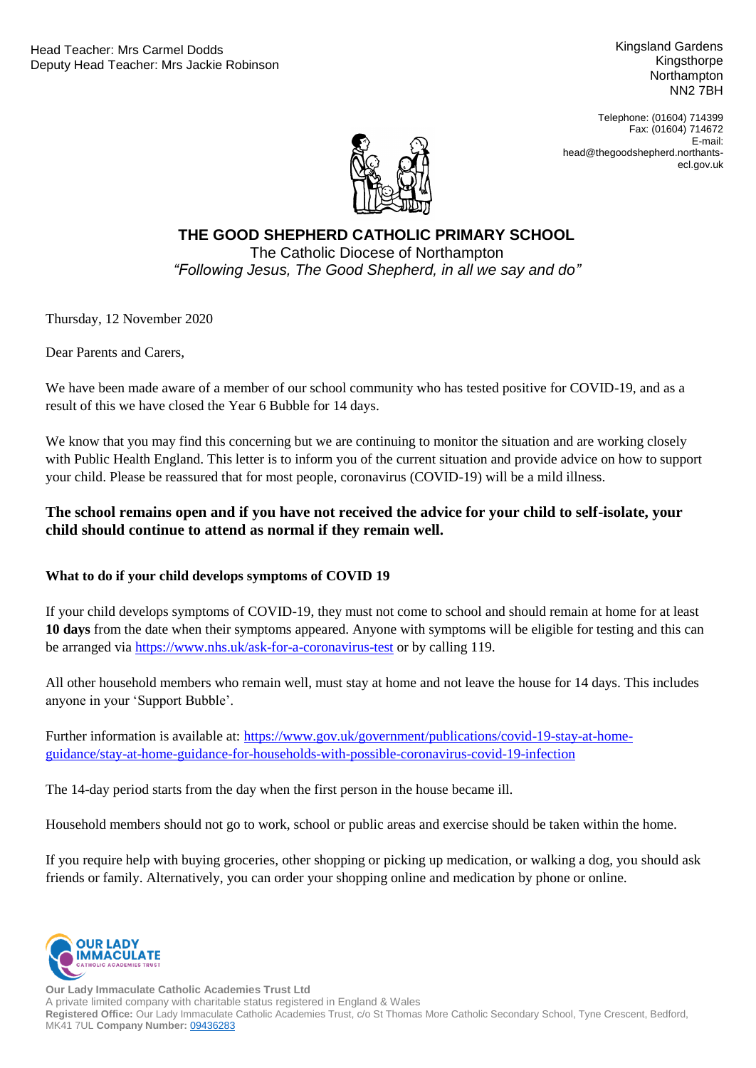Head Teacher: Mrs Carmel Dodds
Deputy Head Teacher: Mrs Jackie Robinson

Kingsland Gardens
Kingsthorpe
Northampton
NN2 7BH

Telephone: (01604) 714399
Fax: (01604) 714672
E-mail: head@thegoodshepherd.northants-ecl.gov.uk

# THE GOOD SHEPHERD CATHOLIC PRIMARY SCHOOL

The Catholic Diocese of Northampton

*"Following Jesus, The Good Shepherd, in all we say and do"*

Thursday, 12 November 2020

Dear Parents and Carers,

We have been made aware of a member of our school community who has tested positive for COVID-19, and as a result of this we have closed the Year 6 Bubble for 14 days.

We know that you may find this concerning but we are continuing to monitor the situation and are working closely with Public Health England. This letter is to inform you of the current situation and provide advice on how to support your child. Please be reassured that for most people, coronavirus (COVID-19) will be a mild illness.

**The school remains open and if you have not received the advice for your child to self-isolate, your child should continue to attend as normal if they remain well.**

### What to do if your child develops symptoms of COVID 19

If your child develops symptoms of COVID-19, they must not come to school and should remain at home for at least **10 days** from the date when their symptoms appeared. Anyone with symptoms will be eligible for testing and this can be arranged via https://www.nhs.uk/ask-for-a-coronavirus-test or by calling 119.

All other household members who remain well, must stay at home and not leave the house for 14 days. This includes anyone in your 'Support Bubble'.

Further information is available at: https://www.gov.uk/government/publications/covid-19-stay-at-home-guidance/stay-at-home-guidance-for-households-with-possible-coronavirus-covid-19-infection

The 14-day period starts from the day when the first person in the house became ill.

Household members should not go to work, school or public areas and exercise should be taken within the home.

If you require help with buying groceries, other shopping or picking up medication, or walking a dog, you should ask friends or family. Alternatively, you can order your shopping online and medication by phone or online.

**Our Lady Immaculate Catholic Academies Trust Ltd**
A private limited company with charitable status registered in England & Wales
**Registered Office:** Our Lady Immaculate Catholic Academies Trust, c/o St Thomas More Catholic Secondary School, Tyne Crescent, Bedford, MK41 7UL **Company Number:** 09436283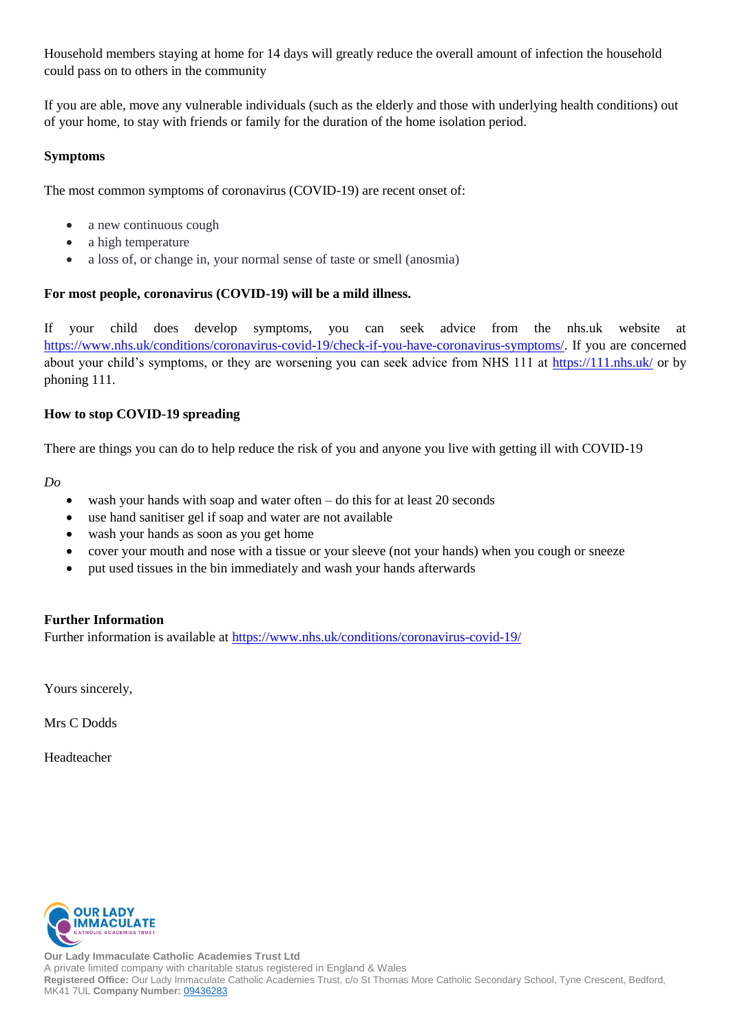Household members staying at home for 14 days will greatly reduce the overall amount of infection the household could pass on to others in the community

If you are able, move any vulnerable individuals (such as the elderly and those with underlying health conditions) out of your home, to stay with friends or family for the duration of the home isolation period.

**Symptoms**

The most common symptoms of coronavirus (COVID-19) are recent onset of:

- a new continuous cough
- a high temperature
- a loss of, or change in, your normal sense of taste or smell (anosmia)

**For most people, coronavirus (COVID-19) will be a mild illness.**

If your child does develop symptoms, you can seek advice from the nhs.uk website at https://www.nhs.uk/conditions/coronavirus-covid-19/check-if-you-have-coronavirus-symptoms/. If you are concerned about your child's symptoms, or they are worsening you can seek advice from NHS 111 at https://111.nhs.uk/ or by phoning 111.

**How to stop COVID-19 spreading**

There are things you can do to help reduce the risk of you and anyone you live with getting ill with COVID-19

*Do*

- wash your hands with soap and water often – do this for at least 20 seconds
- use hand sanitiser gel if soap and water are not available
- wash your hands as soon as you get home
- cover your mouth and nose with a tissue or your sleeve (not your hands) when you cough or sneeze
- put used tissues in the bin immediately and wash your hands afterwards

**Further Information**

Further information is available at https://www.nhs.uk/conditions/coronavirus-covid-19/

Yours sincerely,

Mrs C Dodds

Headteacher

OUR LADY IMMACULATE CATHOLIC ACADEMIES TRUST

**Our Lady Immaculate Catholic Academies Trust Ltd**
A private limited company with charitable status registered in England & Wales
**Registered Office:** Our Lady Immaculate Catholic Academies Trust, c/o St Thomas More Catholic Secondary School, Tyne Crescent, Bedford, MK41 7UL **Company Number:** 09436283